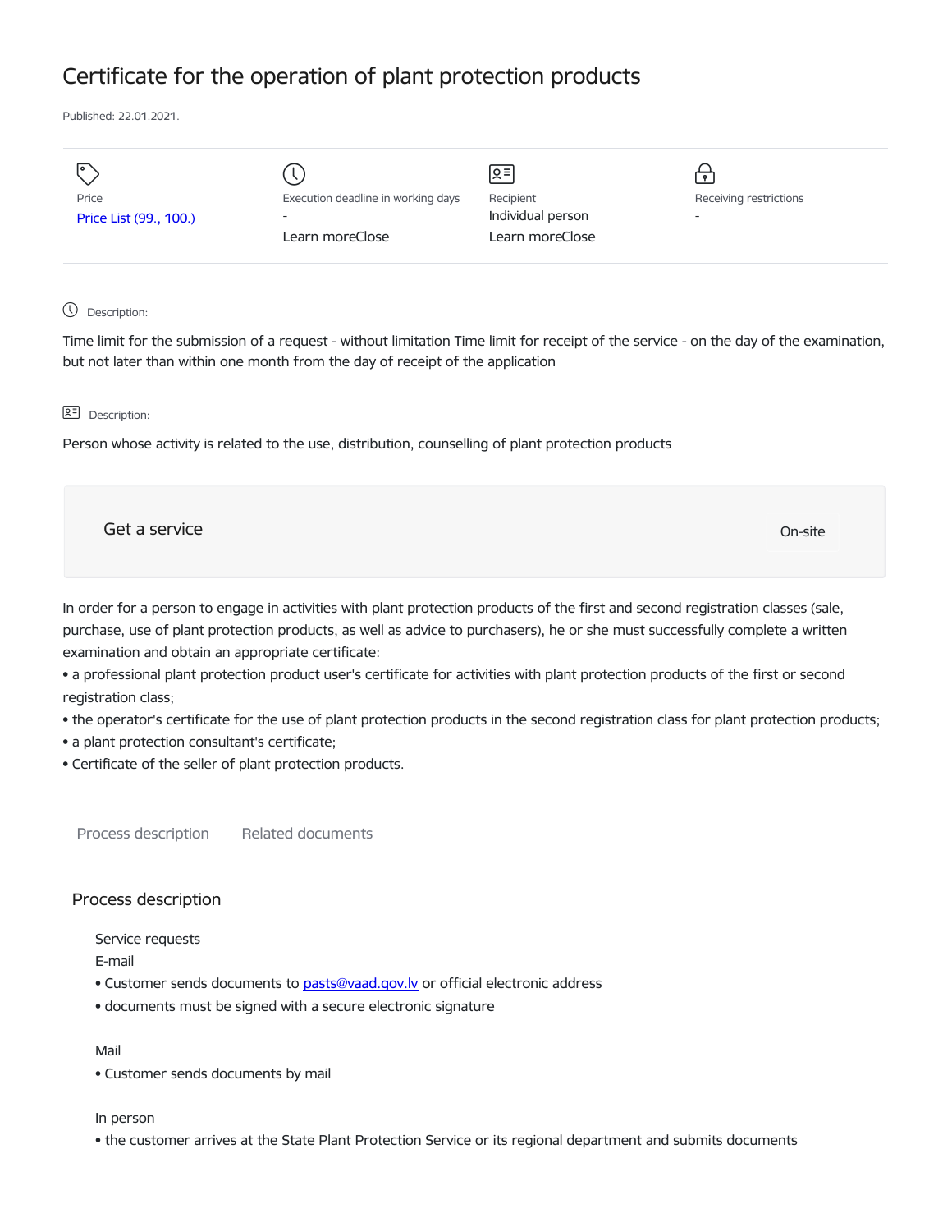# Certificate for the operation of plant protection products

Published: 22.01.2021.

| Price | Execution deadline in working days | Recipient | Receiving restrictions |
| --- | --- | --- | --- |
| Price List (99., 100.) | - | Individual person | - |
| | Learn moreClose | Learn moreClose | |

Description:

Time limit for the submission of a request - without limitation Time limit for receipt of the service - on the day of the examination, but not later than within one month from the day of receipt of the application

Description:

Person whose activity is related to the use, distribution, counselling of plant protection products

Get a service

On-site

In order for a person to engage in activities with plant protection products of the first and second registration classes (sale, purchase, use of plant protection products, as well as advice to purchasers), he or she must successfully complete a written examination and obtain an appropriate certificate:

- a professional plant protection product user's certificate for activities with plant protection products of the first or second registration class;
- the operator's certificate for the use of plant protection products in the second registration class for plant protection products;
- a plant protection consultant's certificate;
- Certificate of the seller of plant protection products.

Process description    Related documents

## Process description

Service requests

E-mail

- Customer sends documents to pasts@vaad.gov.lv or official electronic address
- documents must be signed with a secure electronic signature

Mail

- Customer sends documents by mail

In person

- the customer arrives at the State Plant Protection Service or its regional department and submits documents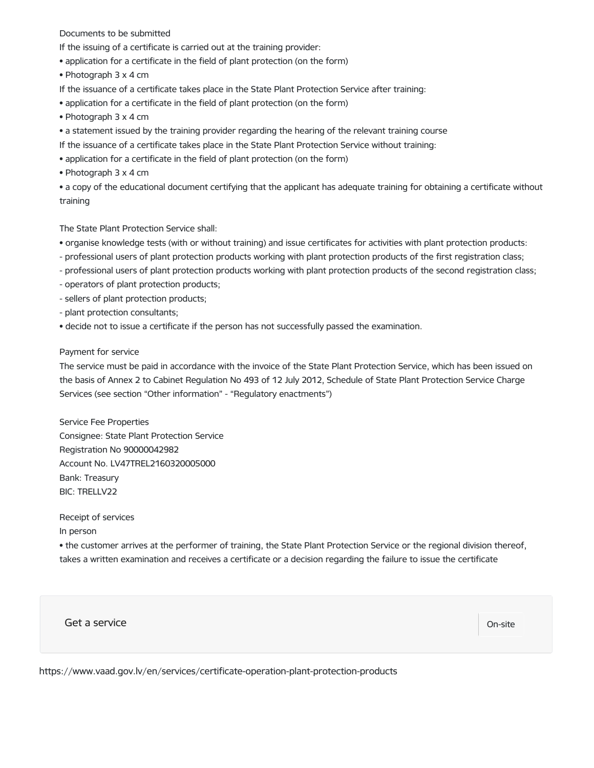Documents to be submitted

If the issuing of a certificate is carried out at the training provider:

- application for a certificate in the field of plant protection (on the form)
- Photograph 3 x 4 cm

If the issuance of a certificate takes place in the State Plant Protection Service after training:

- application for a certificate in the field of plant protection (on the form)
- Photograph 3 x 4 cm
- a statement issued by the training provider regarding the hearing of the relevant training course

If the issuance of a certificate takes place in the State Plant Protection Service without training:

- application for a certificate in the field of plant protection (on the form)
- Photograph 3 x 4 cm
- a copy of the educational document certifying that the applicant has adequate training for obtaining a certificate without training

The State Plant Protection Service shall:

- organise knowledge tests (with or without training) and issue certificates for activities with plant protection products:
  - professional users of plant protection products working with plant protection products of the first registration class;
  - professional users of plant protection products working with plant protection products of the second registration class;
  - operators of plant protection products;
  - sellers of plant protection products;
  - plant protection consultants;
- decide not to issue a certificate if the person has not successfully passed the examination.

Payment for service

The service must be paid in accordance with the invoice of the State Plant Protection Service, which has been issued on the basis of Annex 2 to Cabinet Regulation No 493 of 12 July 2012, Schedule of State Plant Protection Service Charge Services (see section "Other information" - "Regulatory enactments")

Service Fee Properties

Consignee: State Plant Protection Service

Registration No 90000042982

Account No. LV47TREL2160320005000

Bank: Treasury

BIC: TRELLV22

Receipt of services

In person

- the customer arrives at the performer of training, the State Plant Protection Service or the regional division thereof, takes a written examination and receives a certificate or a decision regarding the failure to issue the certificate

Get a service | On-site

https://www.vaad.gov.lv/en/services/certificate-operation-plant-protection-products